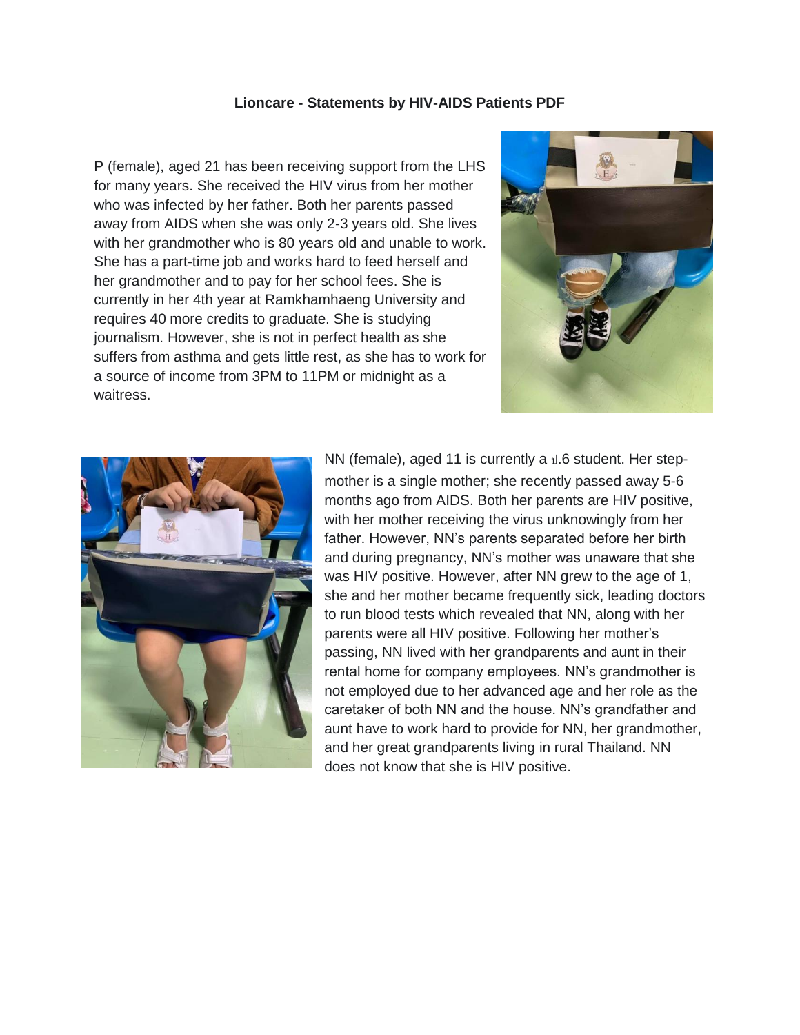**Lioncare - Statements by HIV-AIDS Patients PDF**

P (female), aged 21 has been receiving support from the LHS for many years. She received the HIV virus from her mother who was infected by her father. Both her parents passed away from AIDS when she was only 2-3 years old. She lives with her grandmother who is 80 years old and unable to work. She has a part-time job and works hard to feed herself and her grandmother and to pay for her school fees. She is currently in her 4th year at Ramkhamhaeng University and requires 40 more credits to graduate. She is studying journalism. However, she is not in perfect health as she suffers from asthma and gets little rest, as she has to work for a source of income from 3PM to 11PM or midnight as a waitress.

NN (female), aged 11 is currently a ป.6 student. Her step-mother is a single mother; she recently passed away 5-6 months ago from AIDS. Both her parents are HIV positive, with her mother receiving the virus unknowingly from her father. However, NN's parents separated before her birth and during pregnancy, NN's mother was unaware that she was HIV positive. However, after NN grew to the age of 1, she and her mother became frequently sick, leading doctors to run blood tests which revealed that NN, along with her parents were all HIV positive. Following her mother's passing, NN lived with her grandparents and aunt in their rental home for company employees. NN's grandmother is not employed due to her advanced age and her role as the caretaker of both NN and the house. NN's grandfather and aunt have to work hard to provide for NN, her grandmother, and her great grandparents living in rural Thailand. NN does not know that she is HIV positive.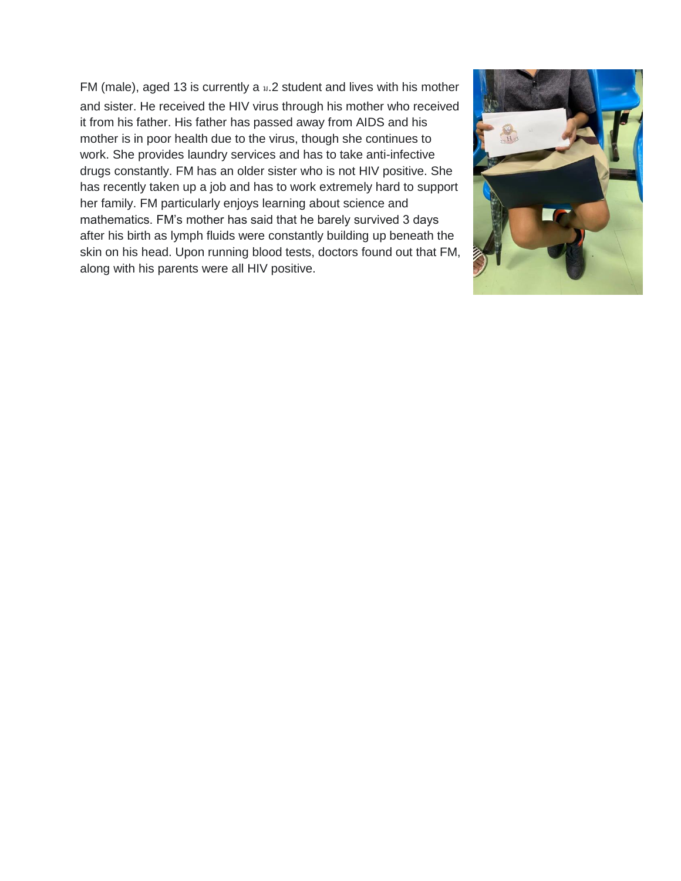FM (male), aged 13 is currently a ม.2 student and lives with his mother and sister. He received the HIV virus through his mother who received it from his father. His father has passed away from AIDS and his mother is in poor health due to the virus, though she continues to work. She provides laundry services and has to take anti-infective drugs constantly. FM has an older sister who is not HIV positive. She has recently taken up a job and has to work extremely hard to support her family. FM particularly enjoys learning about science and mathematics. FM's mother has said that he barely survived 3 days after his birth as lymph fluids were constantly building up beneath the skin on his head. Upon running blood tests, doctors found out that FM, along with his parents were all HIV positive.